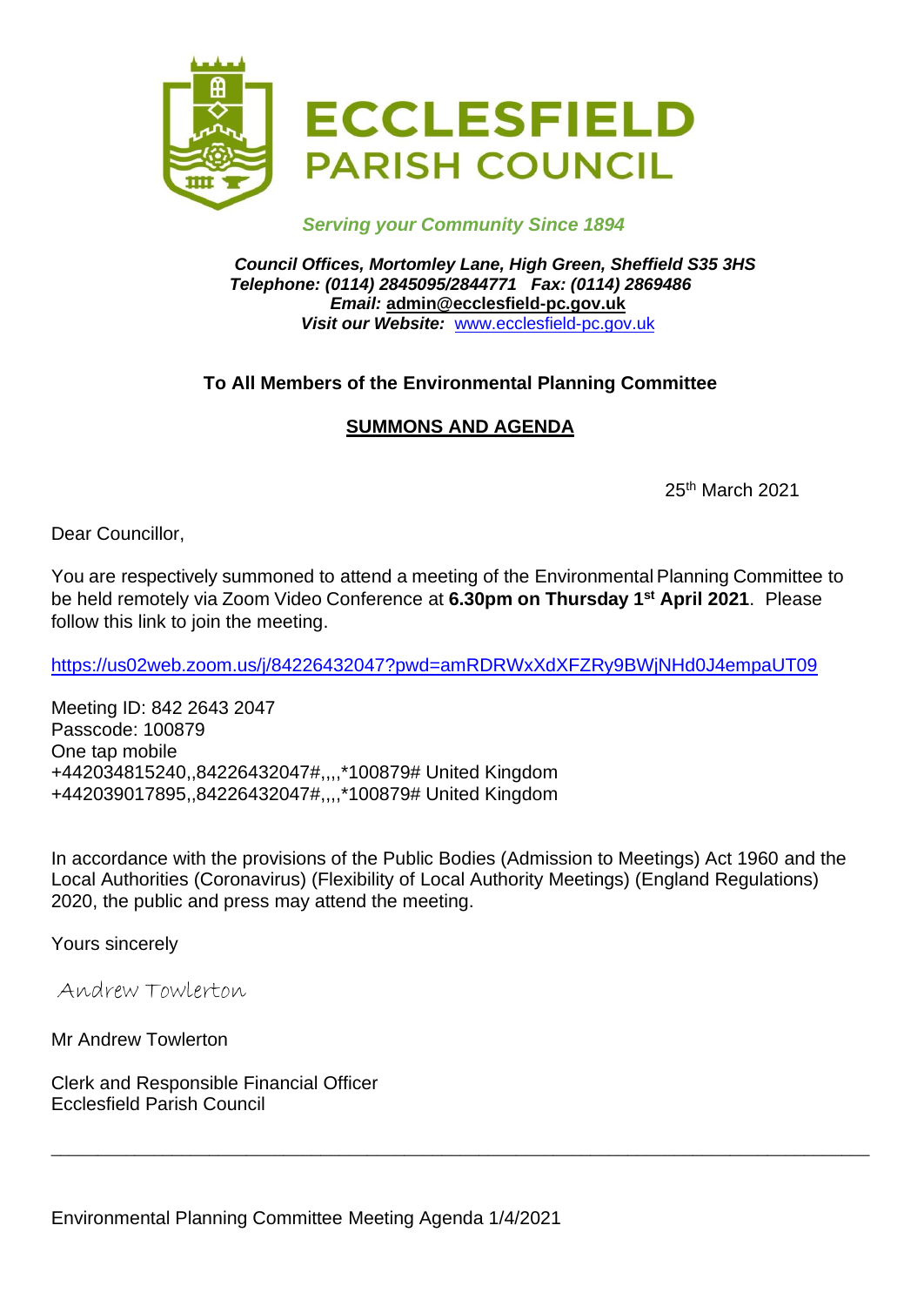# ECCLESFIELD PARISH COUNCIL

*Serving your Community Since 1894*

***Council Offices, Mortomley Lane, High Green, Sheffield S35 3HS***
***Telephone: (0114) 2845095/2844771 Fax: (0114) 2869486***
***Email:* admin@ecclesfield-pc.gov.uk**
***Visit our Website:*** www.ecclesfield-pc.gov.uk

**To All Members of the Environmental Planning Committee**

**SUMMONS AND AGENDA**

25th March 2021

Dear Councillor,

You are respectively summoned to attend a meeting of the Environmental Planning Committee to be held remotely via Zoom Video Conference at **6.30pm on Thursday 1st April 2021**. Please follow this link to join the meeting.

https://us02web.zoom.us/j/84226432047?pwd=amRDRWxXdXFZRy9BWjNHd0J4empaUT09

Meeting ID: 842 2643 2047
Passcode: 100879
One tap mobile
+442034815240,,84226432047#,,,,*100879# United Kingdom
+442039017895,,84226432047#,,,,*100879# United Kingdom

In accordance with the provisions of the Public Bodies (Admission to Meetings) Act 1960 and the Local Authorities (Coronavirus) (Flexibility of Local Authority Meetings) (England Regulations) 2020, the public and press may attend the meeting.

Yours sincerely

Andrew Towlerton

Mr Andrew Towlerton

Clerk and Responsible Financial Officer
Ecclesfield Parish Council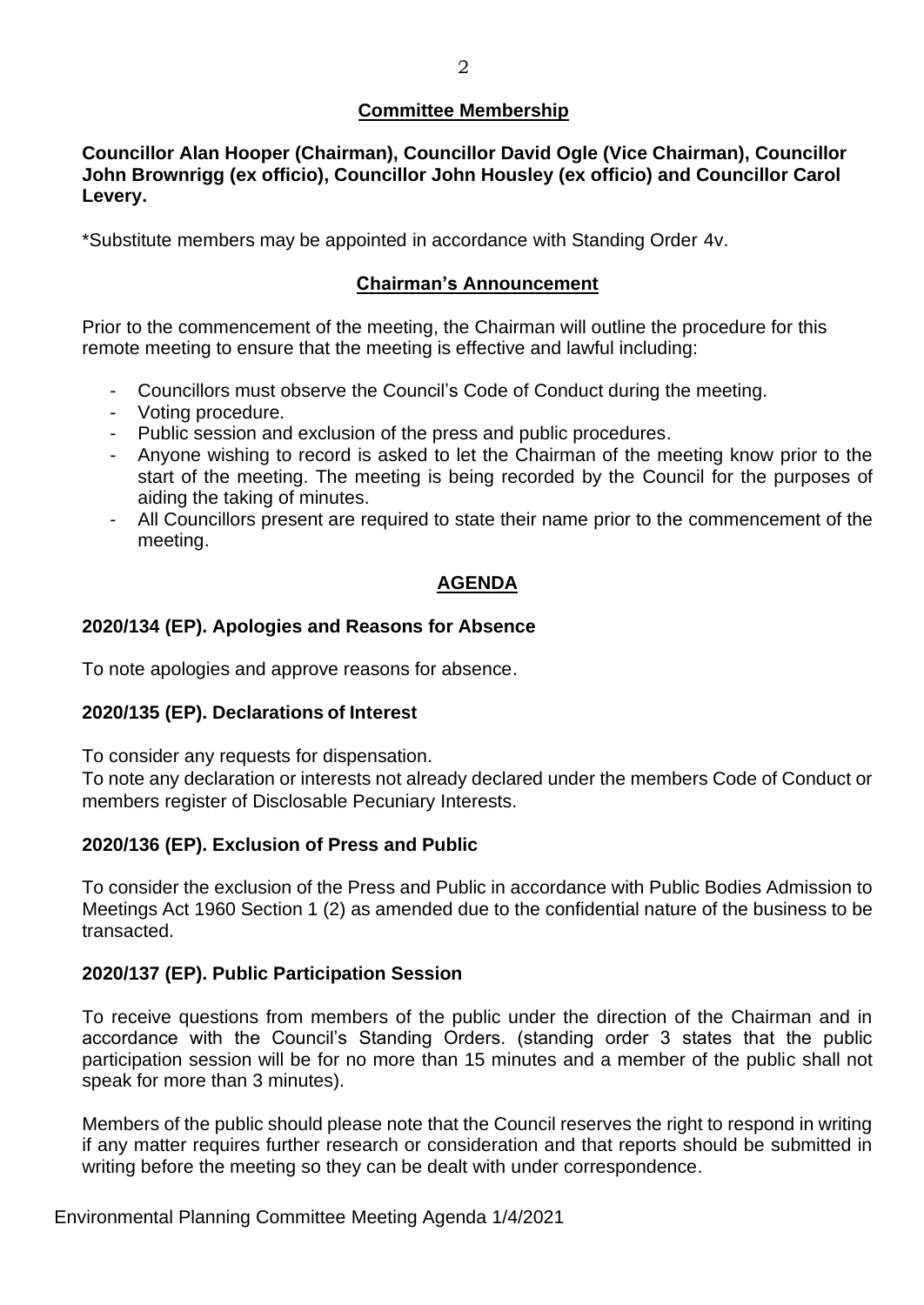## Committee Membership

**Councillor Alan Hooper (Chairman), Councillor David Ogle (Vice Chairman), Councillor John Brownrigg (ex officio), Councillor John Housley (ex officio) and Councillor Carol Levery.**

*Substitute members may be appointed in accordance with Standing Order 4v.

## Chairman's Announcement

Prior to the commencement of the meeting, the Chairman will outline the procedure for this remote meeting to ensure that the meeting is effective and lawful including:

- Councillors must observe the Council's Code of Conduct during the meeting.
- Voting procedure.
- Public session and exclusion of the press and public procedures.
- Anyone wishing to record is asked to let the Chairman of the meeting know prior to the start of the meeting. The meeting is being recorded by the Council for the purposes of aiding the taking of minutes.
- All Councillors present are required to state their name prior to the commencement of the meeting.

## AGENDA

### 2020/134 (EP). Apologies and Reasons for Absence

To note apologies and approve reasons for absence.

### 2020/135 (EP). Declarations of Interest

To consider any requests for dispensation.
To note any declaration or interests not already declared under the members Code of Conduct or members register of Disclosable Pecuniary Interests.

### 2020/136 (EP). Exclusion of Press and Public

To consider the exclusion of the Press and Public in accordance with Public Bodies Admission to Meetings Act 1960 Section 1 (2) as amended due to the confidential nature of the business to be transacted.

### 2020/137 (EP). Public Participation Session

To receive questions from members of the public under the direction of the Chairman and in accordance with the Council's Standing Orders. (standing order 3 states that the public participation session will be for no more than 15 minutes and a member of the public shall not speak for more than 3 minutes).

Members of the public should please note that the Council reserves the right to respond in writing if any matter requires further research or consideration and that reports should be submitted in writing before the meeting so they can be dealt with under correspondence.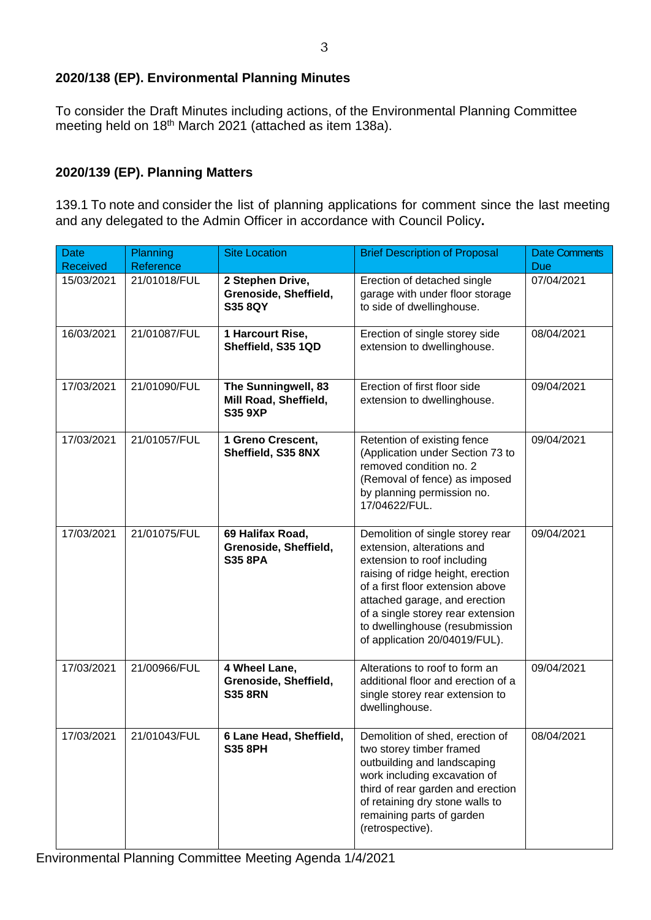## 2020/138 (EP). Environmental Planning Minutes

To consider the Draft Minutes including actions, of the Environmental Planning Committee meeting held on 18th March 2021 (attached as item 138a).

## 2020/139 (EP). Planning Matters

139.1 To note and consider the list of planning applications for comment since the last meeting and any delegated to the Admin Officer in accordance with Council Policy**.**

| Date Received | Planning Reference | Site Location | Brief Description of Proposal | Date Comments Due |
|---|---|---|---|---|
| 15/03/2021 | 21/01018/FUL | **2 Stephen Drive, Grenoside, Sheffield, S35 8QY** | Erection of detached single garage with under floor storage to side of dwellinghouse. | 07/04/2021 |
| 16/03/2021 | 21/01087/FUL | **1 Harcourt Rise, Sheffield, S35 1QD** | Erection of single storey side extension to dwellinghouse. | 08/04/2021 |
| 17/03/2021 | 21/01090/FUL | **The Sunningwell, 83 Mill Road, Sheffield, S35 9XP** | Erection of first floor side extension to dwellinghouse. | 09/04/2021 |
| 17/03/2021 | 21/01057/FUL | **1 Greno Crescent, Sheffield, S35 8NX** | Retention of existing fence (Application under Section 73 to removed condition no. 2 (Removal of fence) as imposed by planning permission no. 17/04622/FUL. | 09/04/2021 |
| 17/03/2021 | 21/01075/FUL | **69 Halifax Road, Grenoside, Sheffield, S35 8PA** | Demolition of single storey rear extension, alterations and extension to roof including raising of ridge height, erection of a first floor extension above attached garage, and erection of a single storey rear extension to dwellinghouse (resubmission of application 20/04019/FUL). | 09/04/2021 |
| 17/03/2021 | 21/00966/FUL | **4 Wheel Lane, Grenoside, Sheffield, S35 8RN** | Alterations to roof to form an additional floor and erection of a single storey rear extension to dwellinghouse. | 09/04/2021 |
| 17/03/2021 | 21/01043/FUL | **6 Lane Head, Sheffield, S35 8PH** | Demolition of shed, erection of two storey timber framed outbuilding and landscaping work including excavation of third of rear garden and erection of retaining dry stone walls to remaining parts of garden (retrospective). | 08/04/2021 |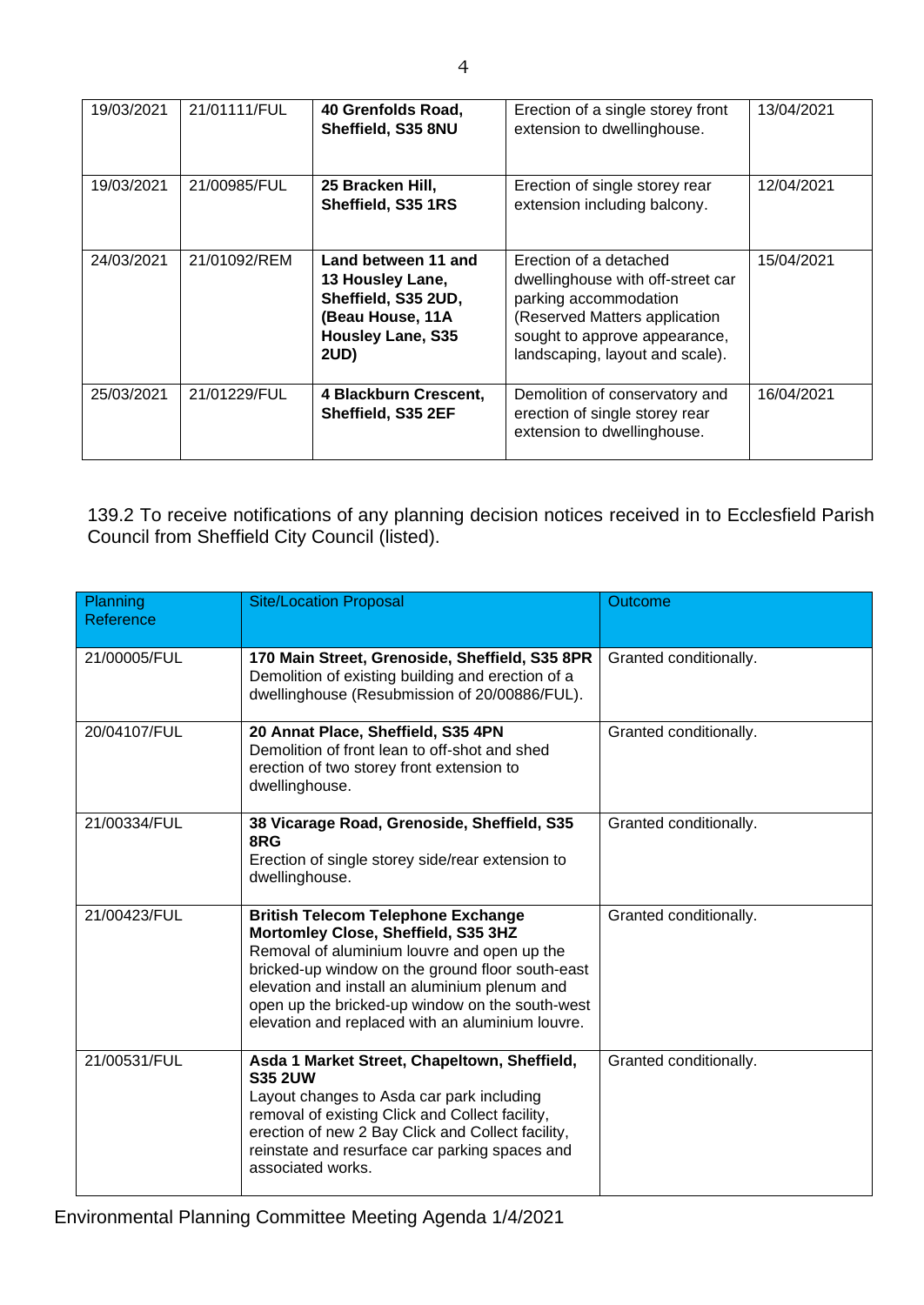| 19/03/2021 | 21/01111/FUL | **40 Grenfolds Road, Sheffield, S35 8NU** | Erection of a single storey front extension to dwellinghouse. | 13/04/2021 |
|---|---|---|---|---|
| 19/03/2021 | 21/00985/FUL | **25 Bracken Hill, Sheffield, S35 1RS** | Erection of single storey rear extension including balcony. | 12/04/2021 |
| 24/03/2021 | 21/01092/REM | **Land between 11 and 13 Housley Lane, Sheffield, S35 2UD, (Beau House, 11A Housley Lane, S35 2UD)** | Erection of a detached dwellinghouse with off-street car parking accommodation (Reserved Matters application sought to approve appearance, landscaping, layout and scale). | 15/04/2021 |
| 25/03/2021 | 21/01229/FUL | **4 Blackburn Crescent, Sheffield, S35 2EF** | Demolition of conservatory and erection of single storey rear extension to dwellinghouse. | 16/04/2021 |

139.2 To receive notifications of any planning decision notices received in to Ecclesfield Parish Council from Sheffield City Council (listed).

| Planning Reference | Site/Location Proposal | Outcome |
|---|---|---|
| 21/00005/FUL | **170 Main Street, Grenoside, Sheffield, S35 8PR** Demolition of existing building and erection of a dwellinghouse (Resubmission of 20/00886/FUL). | Granted conditionally. |
| 20/04107/FUL | **20 Annat Place, Sheffield, S35 4PN** Demolition of front lean to off-shot and shed erection of two storey front extension to dwellinghouse. | Granted conditionally. |
| 21/00334/FUL | **38 Vicarage Road, Grenoside, Sheffield, S35 8RG** Erection of single storey side/rear extension to dwellinghouse. | Granted conditionally. |
| 21/00423/FUL | **British Telecom Telephone Exchange Mortomley Close, Sheffield, S35 3HZ** Removal of aluminium louvre and open up the bricked-up window on the ground floor south-east elevation and install an aluminium plenum and open up the bricked-up window on the south-west elevation and replaced with an aluminium louvre. | Granted conditionally. |
| 21/00531/FUL | **Asda 1 Market Street, Chapeltown, Sheffield, S35 2UW** Layout changes to Asda car park including removal of existing Click and Collect facility, erection of new 2 Bay Click and Collect facility, reinstate and resurface car parking spaces and associated works. | Granted conditionally. |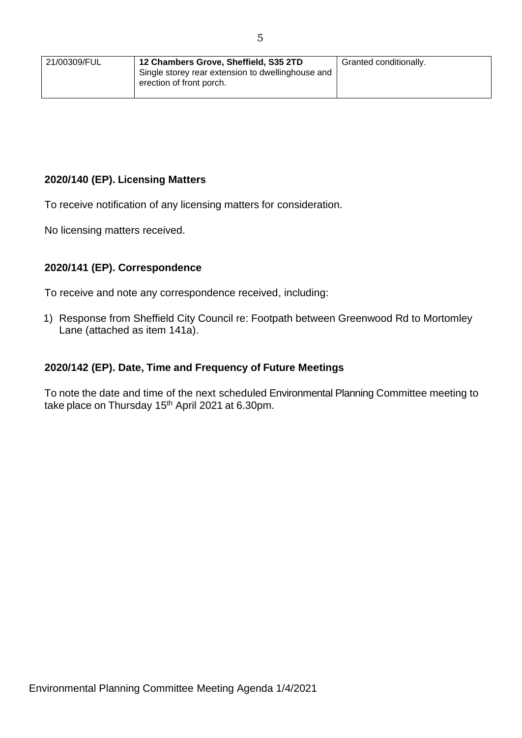| | | |
|---|---|---|
| 21/00309/FUL | **12 Chambers Grove, Sheffield, S35 2TD** Single storey rear extension to dwellinghouse and erection of front porch. | Granted conditionally. |

### 2020/140 (EP). Licensing Matters

To receive notification of any licensing matters for consideration.

No licensing matters received.

### 2020/141 (EP). Correspondence

To receive and note any correspondence received, including:

1) Response from Sheffield City Council re: Footpath between Greenwood Rd to Mortomley Lane (attached as item 141a).

### 2020/142 (EP). Date, Time and Frequency of Future Meetings

To note the date and time of the next scheduled Environmental Planning Committee meeting to take place on Thursday 15th April 2021 at 6.30pm.